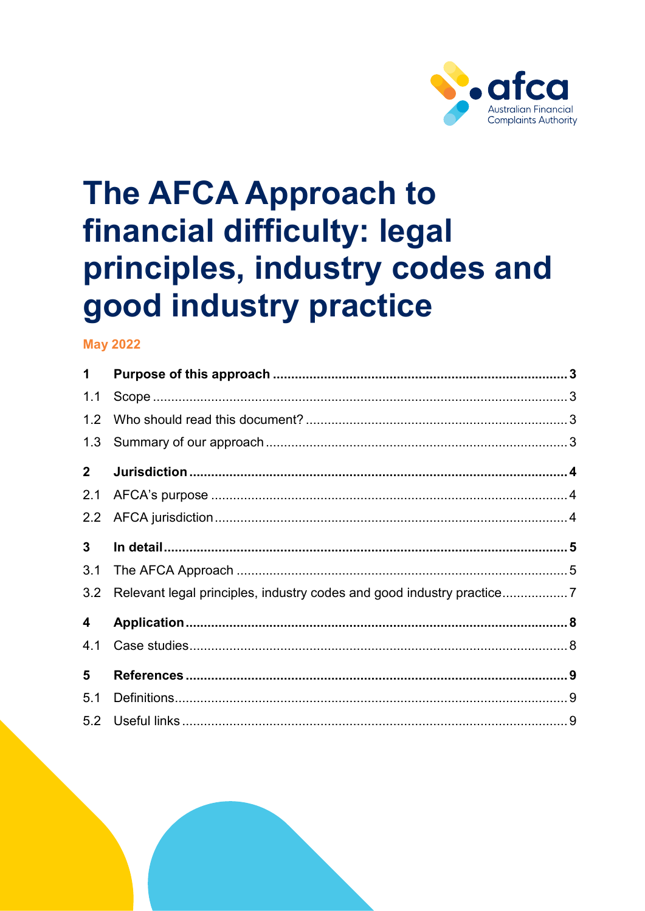# The AFCA Approach to financial difficulty: legal principles, industry codes and good industry practice

**May 2022**

| | | |
|---|---|---|
| **1** | **Purpose of this approach** | **3** |
| 1.1 | Scope | 3 |
| 1.2 | Who should read this document? | 3 |
| 1.3 | Summary of our approach | 3 |
| **2** | **Jurisdiction** | **4** |
| 2.1 | AFCA's purpose | 4 |
| 2.2 | AFCA jurisdiction | 4 |
| **3** | **In detail** | **5** |
| 3.1 | The AFCA Approach | 5 |
| 3.2 | Relevant legal principles, industry codes and good industry practice | 7 |
| **4** | **Application** | **8** |
| 4.1 | Case studies | 8 |
| **5** | **References** | **9** |
| 5.1 | Definitions | 9 |
| 5.2 | Useful links | 9 |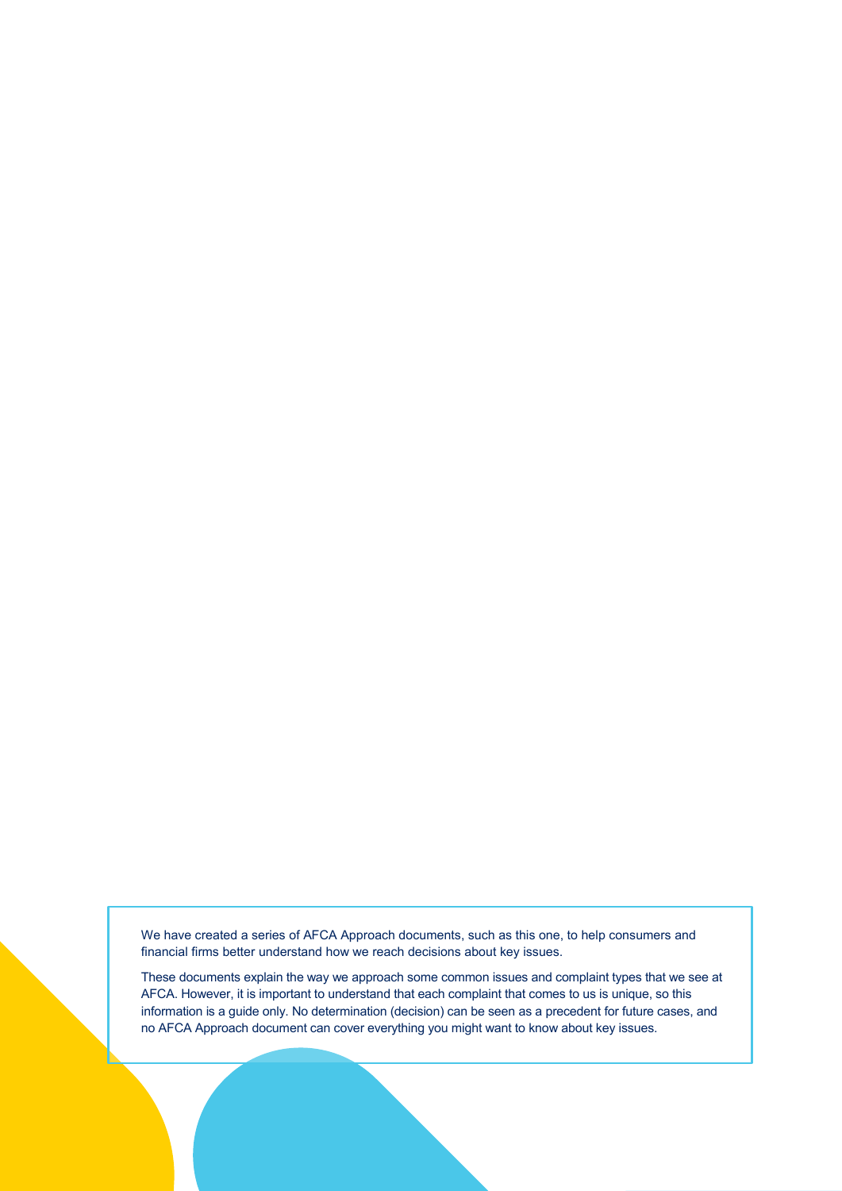We have created a series of AFCA Approach documents, such as this one, to help consumers and financial firms better understand how we reach decisions about key issues.

These documents explain the way we approach some common issues and complaint types that we see at AFCA. However, it is important to understand that each complaint that comes to us is unique, so this information is a guide only. No determination (decision) can be seen as a precedent for future cases, and no AFCA Approach document can cover everything you might want to know about key issues.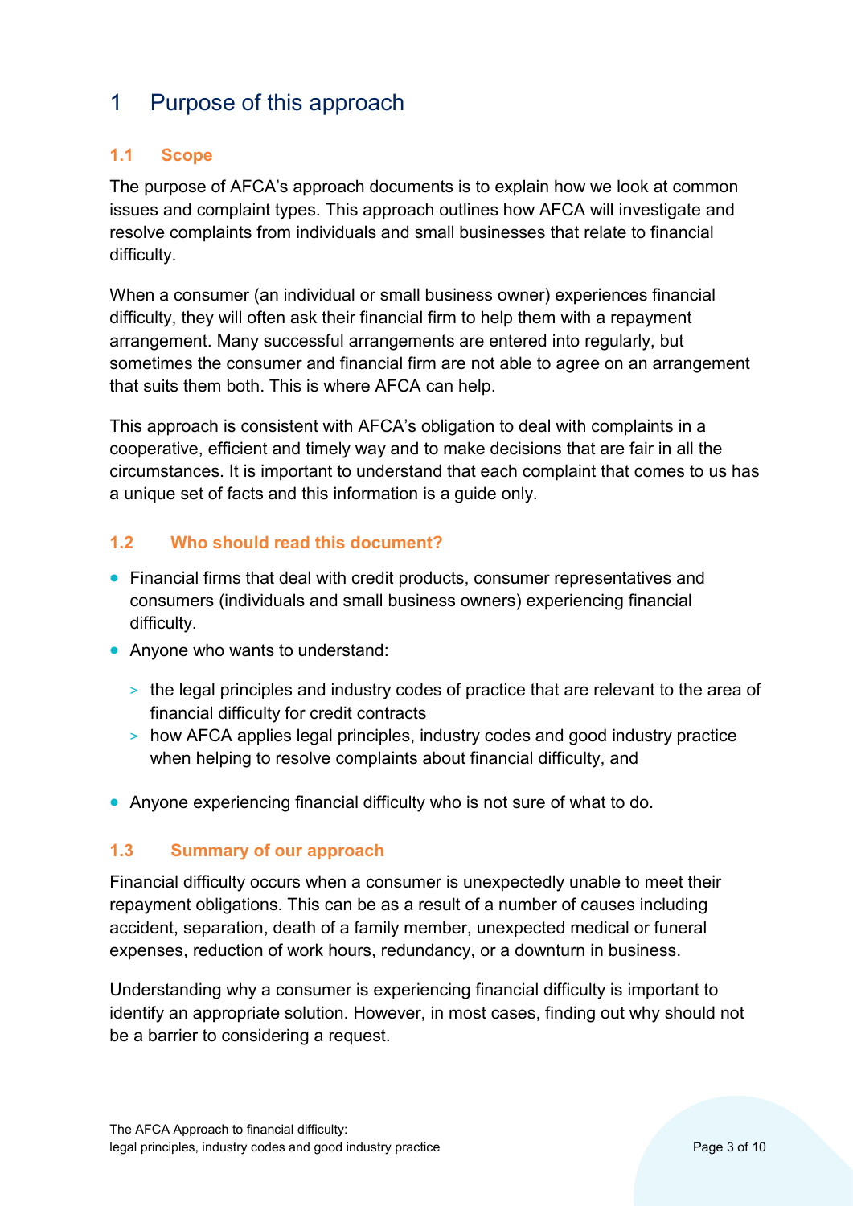# 1 Purpose of this approach

## 1.1 Scope

The purpose of AFCA's approach documents is to explain how we look at common issues and complaint types. This approach outlines how AFCA will investigate and resolve complaints from individuals and small businesses that relate to financial difficulty.

When a consumer (an individual or small business owner) experiences financial difficulty, they will often ask their financial firm to help them with a repayment arrangement. Many successful arrangements are entered into regularly, but sometimes the consumer and financial firm are not able to agree on an arrangement that suits them both. This is where AFCA can help.

This approach is consistent with AFCA's obligation to deal with complaints in a cooperative, efficient and timely way and to make decisions that are fair in all the circumstances. It is important to understand that each complaint that comes to us has a unique set of facts and this information is a guide only.

## 1.2 Who should read this document?

- Financial firms that deal with credit products, consumer representatives and consumers (individuals and small business owners) experiencing financial difficulty.
- Anyone who wants to understand:
  - the legal principles and industry codes of practice that are relevant to the area of financial difficulty for credit contracts
  - how AFCA applies legal principles, industry codes and good industry practice when helping to resolve complaints about financial difficulty, and
- Anyone experiencing financial difficulty who is not sure of what to do.

## 1.3 Summary of our approach

Financial difficulty occurs when a consumer is unexpectedly unable to meet their repayment obligations. This can be as a result of a number of causes including accident, separation, death of a family member, unexpected medical or funeral expenses, reduction of work hours, redundancy, or a downturn in business.

Understanding why a consumer is experiencing financial difficulty is important to identify an appropriate solution. However, in most cases, finding out why should not be a barrier to considering a request.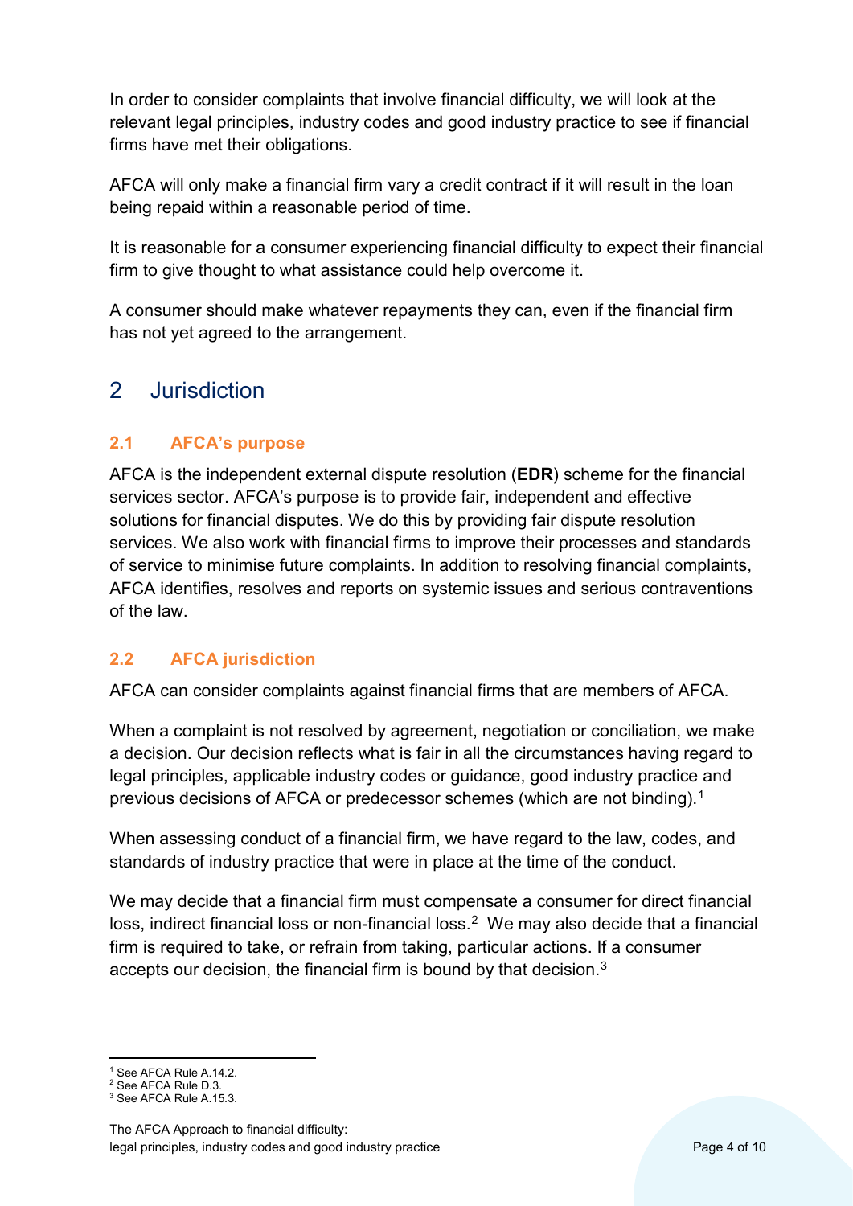In order to consider complaints that involve financial difficulty, we will look at the relevant legal principles, industry codes and good industry practice to see if financial firms have met their obligations.

AFCA will only make a financial firm vary a credit contract if it will result in the loan being repaid within a reasonable period of time.

It is reasonable for a consumer experiencing financial difficulty to expect their financial firm to give thought to what assistance could help overcome it.

A consumer should make whatever repayments they can, even if the financial firm has not yet agreed to the arrangement.

## 2 Jurisdiction

### 2.1 AFCA's purpose

AFCA is the independent external dispute resolution (**EDR**) scheme for the financial services sector. AFCA's purpose is to provide fair, independent and effective solutions for financial disputes. We do this by providing fair dispute resolution services. We also work with financial firms to improve their processes and standards of service to minimise future complaints. In addition to resolving financial complaints, AFCA identifies, resolves and reports on systemic issues and serious contraventions of the law.

### 2.2 AFCA jurisdiction

AFCA can consider complaints against financial firms that are members of AFCA.

When a complaint is not resolved by agreement, negotiation or conciliation, we make a decision. Our decision reflects what is fair in all the circumstances having regard to legal principles, applicable industry codes or guidance, good industry practice and previous decisions of AFCA or predecessor schemes (which are not binding).[1]

When assessing conduct of a financial firm, we have regard to the law, codes, and standards of industry practice that were in place at the time of the conduct.

We may decide that a financial firm must compensate a consumer for direct financial loss, indirect financial loss or non-financial loss.[2] We may also decide that a financial firm is required to take, or refrain from taking, particular actions. If a consumer accepts our decision, the financial firm is bound by that decision.[3]

---

[1] See AFCA Rule A.14.2.
[2] See AFCA Rule D.3.
[3] See AFCA Rule A.15.3.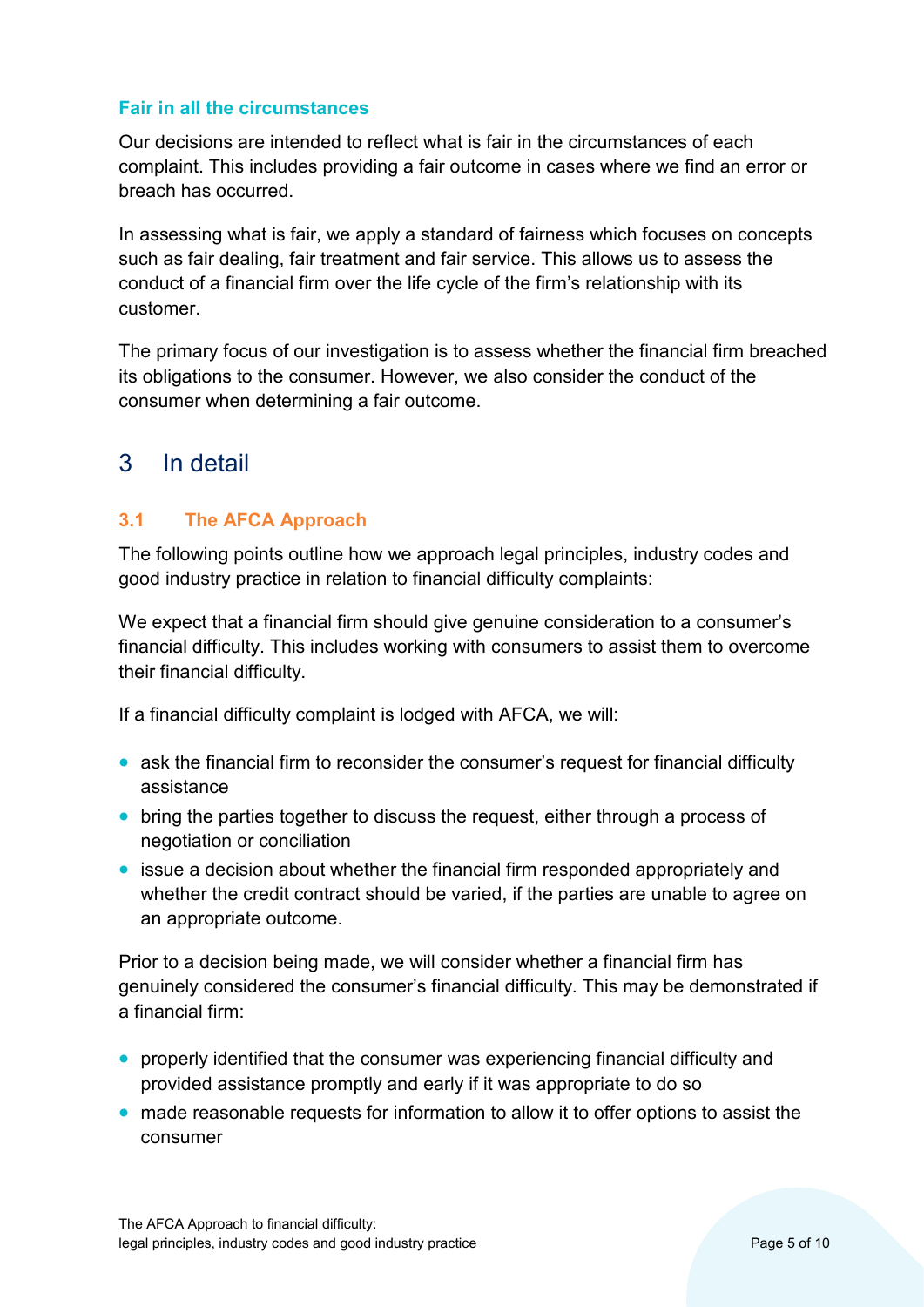### Fair in all the circumstances

Our decisions are intended to reflect what is fair in the circumstances of each complaint. This includes providing a fair outcome in cases where we find an error or breach has occurred.

In assessing what is fair, we apply a standard of fairness which focuses on concepts such as fair dealing, fair treatment and fair service. This allows us to assess the conduct of a financial firm over the life cycle of the firm's relationship with its customer.

The primary focus of our investigation is to assess whether the financial firm breached its obligations to the consumer. However, we also consider the conduct of the consumer when determining a fair outcome.

## 3 In detail

### 3.1 The AFCA Approach

The following points outline how we approach legal principles, industry codes and good industry practice in relation to financial difficulty complaints:

We expect that a financial firm should give genuine consideration to a consumer's financial difficulty. This includes working with consumers to assist them to overcome their financial difficulty.

If a financial difficulty complaint is lodged with AFCA, we will:

- ask the financial firm to reconsider the consumer's request for financial difficulty assistance
- bring the parties together to discuss the request, either through a process of negotiation or conciliation
- issue a decision about whether the financial firm responded appropriately and whether the credit contract should be varied, if the parties are unable to agree on an appropriate outcome.

Prior to a decision being made, we will consider whether a financial firm has genuinely considered the consumer's financial difficulty. This may be demonstrated if a financial firm:

- properly identified that the consumer was experiencing financial difficulty and provided assistance promptly and early if it was appropriate to do so
- made reasonable requests for information to allow it to offer options to assist the consumer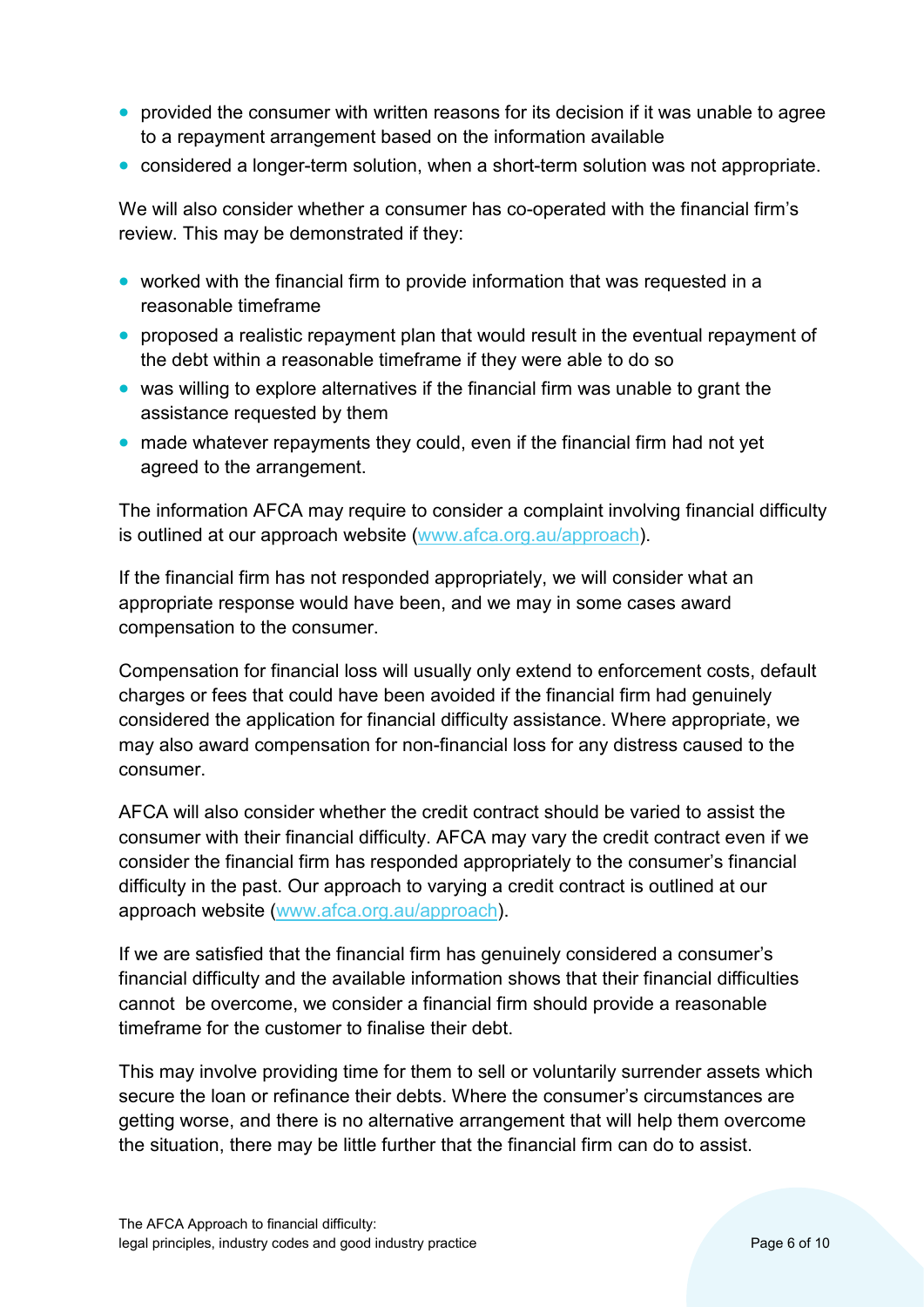- provided the consumer with written reasons for its decision if it was unable to agree to a repayment arrangement based on the information available
- considered a longer-term solution, when a short-term solution was not appropriate.

We will also consider whether a consumer has co-operated with the financial firm's review. This may be demonstrated if they:

- worked with the financial firm to provide information that was requested in a reasonable timeframe
- proposed a realistic repayment plan that would result in the eventual repayment of the debt within a reasonable timeframe if they were able to do so
- was willing to explore alternatives if the financial firm was unable to grant the assistance requested by them
- made whatever repayments they could, even if the financial firm had not yet agreed to the arrangement.

The information AFCA may require to consider a complaint involving financial difficulty is outlined at our approach website ([www.afca.org.au/approach](http://www.afca.org.au/approach)).

If the financial firm has not responded appropriately, we will consider what an appropriate response would have been, and we may in some cases award compensation to the consumer.

Compensation for financial loss will usually only extend to enforcement costs, default charges or fees that could have been avoided if the financial firm had genuinely considered the application for financial difficulty assistance. Where appropriate, we may also award compensation for non-financial loss for any distress caused to the consumer.

AFCA will also consider whether the credit contract should be varied to assist the consumer with their financial difficulty. AFCA may vary the credit contract even if we consider the financial firm has responded appropriately to the consumer's financial difficulty in the past. Our approach to varying a credit contract is outlined at our approach website ([www.afca.org.au/approach](http://www.afca.org.au/approach)).

If we are satisfied that the financial firm has genuinely considered a consumer's financial difficulty and the available information shows that their financial difficulties cannot be overcome, we consider a financial firm should provide a reasonable timeframe for the customer to finalise their debt.

This may involve providing time for them to sell or voluntarily surrender assets which secure the loan or refinance their debts. Where the consumer's circumstances are getting worse, and there is no alternative arrangement that will help them overcome the situation, there may be little further that the financial firm can do to assist.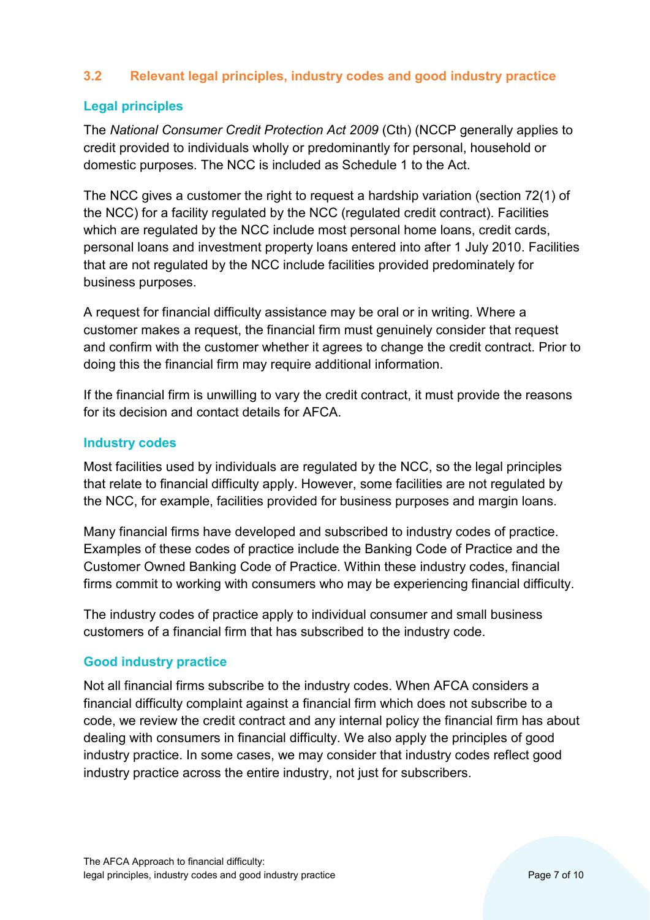## 3.2 Relevant legal principles, industry codes and good industry practice

### Legal principles

The *National Consumer Credit Protection Act 2009* (Cth) (NCCP generally applies to credit provided to individuals wholly or predominantly for personal, household or domestic purposes. The NCC is included as Schedule 1 to the Act.

The NCC gives a customer the right to request a hardship variation (section 72(1) of the NCC) for a facility regulated by the NCC (regulated credit contract). Facilities which are regulated by the NCC include most personal home loans, credit cards, personal loans and investment property loans entered into after 1 July 2010. Facilities that are not regulated by the NCC include facilities provided predominately for business purposes.

A request for financial difficulty assistance may be oral or in writing. Where a customer makes a request, the financial firm must genuinely consider that request and confirm with the customer whether it agrees to change the credit contract. Prior to doing this the financial firm may require additional information.

If the financial firm is unwilling to vary the credit contract, it must provide the reasons for its decision and contact details for AFCA.

### Industry codes

Most facilities used by individuals are regulated by the NCC, so the legal principles that relate to financial difficulty apply. However, some facilities are not regulated by the NCC, for example, facilities provided for business purposes and margin loans.

Many financial firms have developed and subscribed to industry codes of practice. Examples of these codes of practice include the Banking Code of Practice and the Customer Owned Banking Code of Practice. Within these industry codes, financial firms commit to working with consumers who may be experiencing financial difficulty.

The industry codes of practice apply to individual consumer and small business customers of a financial firm that has subscribed to the industry code.

### Good industry practice

Not all financial firms subscribe to the industry codes. When AFCA considers a financial difficulty complaint against a financial firm which does not subscribe to a code, we review the credit contract and any internal policy the financial firm has about dealing with consumers in financial difficulty. We also apply the principles of good industry practice. In some cases, we may consider that industry codes reflect good industry practice across the entire industry, not just for subscribers.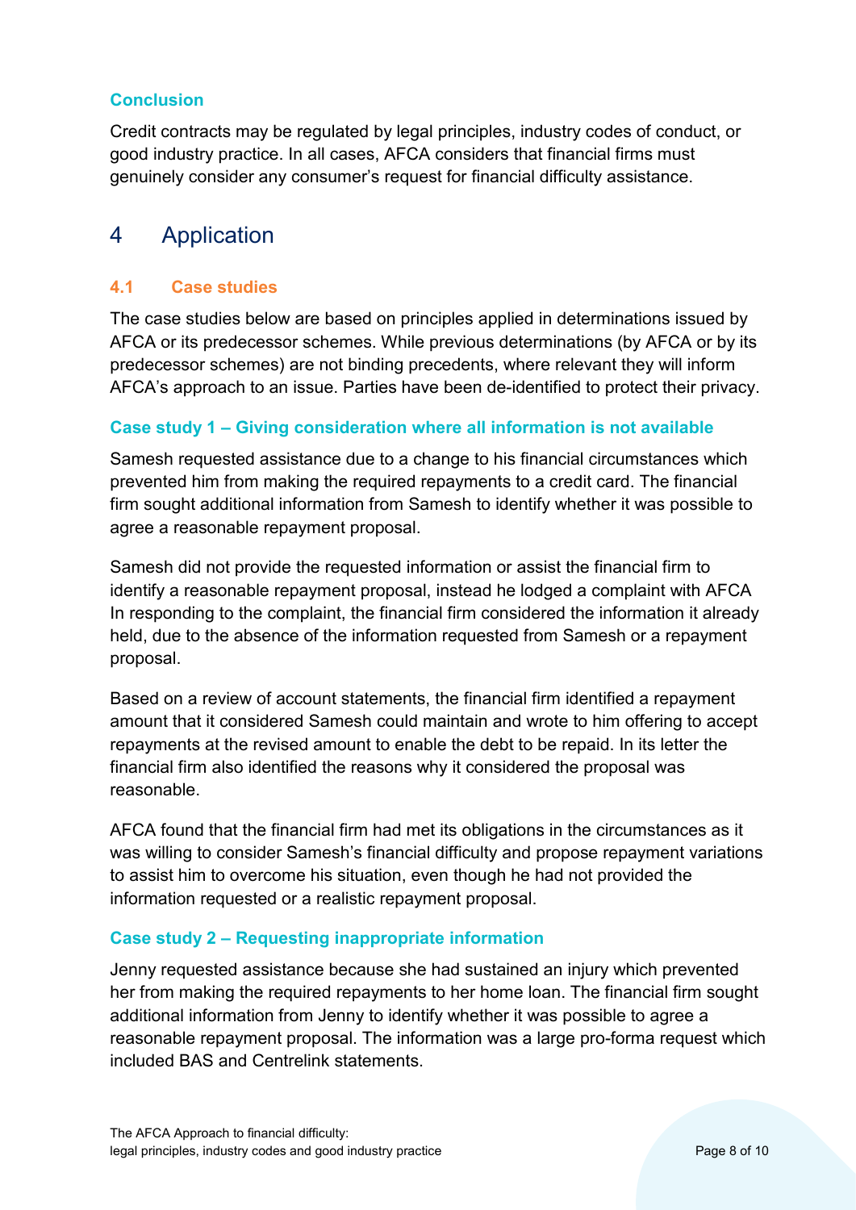### Conclusion

Credit contracts may be regulated by legal principles, industry codes of conduct, or good industry practice. In all cases, AFCA considers that financial firms must genuinely consider any consumer's request for financial difficulty assistance.

# 4 Application

## 4.1 Case studies

The case studies below are based on principles applied in determinations issued by AFCA or its predecessor schemes. While previous determinations (by AFCA or by its predecessor schemes) are not binding precedents, where relevant they will inform AFCA's approach to an issue. Parties have been de-identified to protect their privacy.

### Case study 1 – Giving consideration where all information is not available

Samesh requested assistance due to a change to his financial circumstances which prevented him from making the required repayments to a credit card. The financial firm sought additional information from Samesh to identify whether it was possible to agree a reasonable repayment proposal.

Samesh did not provide the requested information or assist the financial firm to identify a reasonable repayment proposal, instead he lodged a complaint with AFCA In responding to the complaint, the financial firm considered the information it already held, due to the absence of the information requested from Samesh or a repayment proposal.

Based on a review of account statements, the financial firm identified a repayment amount that it considered Samesh could maintain and wrote to him offering to accept repayments at the revised amount to enable the debt to be repaid. In its letter the financial firm also identified the reasons why it considered the proposal was reasonable.

AFCA found that the financial firm had met its obligations in the circumstances as it was willing to consider Samesh's financial difficulty and propose repayment variations to assist him to overcome his situation, even though he had not provided the information requested or a realistic repayment proposal.

### Case study 2 – Requesting inappropriate information

Jenny requested assistance because she had sustained an injury which prevented her from making the required repayments to her home loan. The financial firm sought additional information from Jenny to identify whether it was possible to agree a reasonable repayment proposal. The information was a large pro-forma request which included BAS and Centrelink statements.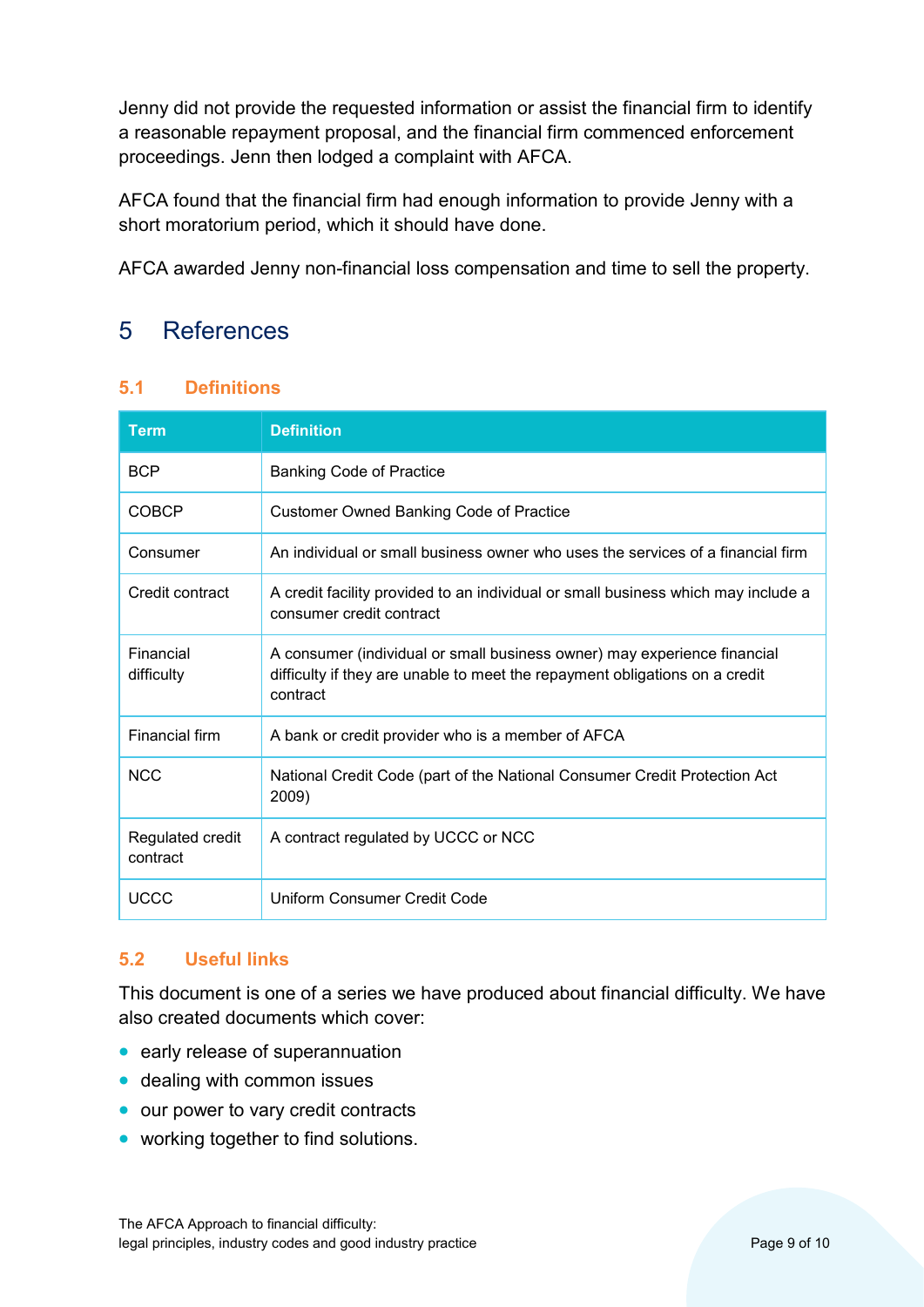Jenny did not provide the requested information or assist the financial firm to identify a reasonable repayment proposal, and the financial firm commenced enforcement proceedings. Jenn then lodged a complaint with AFCA.

AFCA found that the financial firm had enough information to provide Jenny with a short moratorium period, which it should have done.

AFCA awarded Jenny non-financial loss compensation and time to sell the property.

# 5 References

## 5.1 Definitions

| Term | Definition |
|---|---|
| BCP | Banking Code of Practice |
| COBCP | Customer Owned Banking Code of Practice |
| Consumer | An individual or small business owner who uses the services of a financial firm |
| Credit contract | A credit facility provided to an individual or small business which may include a consumer credit contract |
| Financial difficulty | A consumer (individual or small business owner) may experience financial difficulty if they are unable to meet the repayment obligations on a credit contract |
| Financial firm | A bank or credit provider who is a member of AFCA |
| NCC | National Credit Code (part of the National Consumer Credit Protection Act 2009) |
| Regulated credit contract | A contract regulated by UCCC or NCC |
| UCCC | Uniform Consumer Credit Code |

## 5.2 Useful links

This document is one of a series we have produced about financial difficulty. We have also created documents which cover:

- early release of superannuation
- dealing with common issues
- our power to vary credit contracts
- working together to find solutions.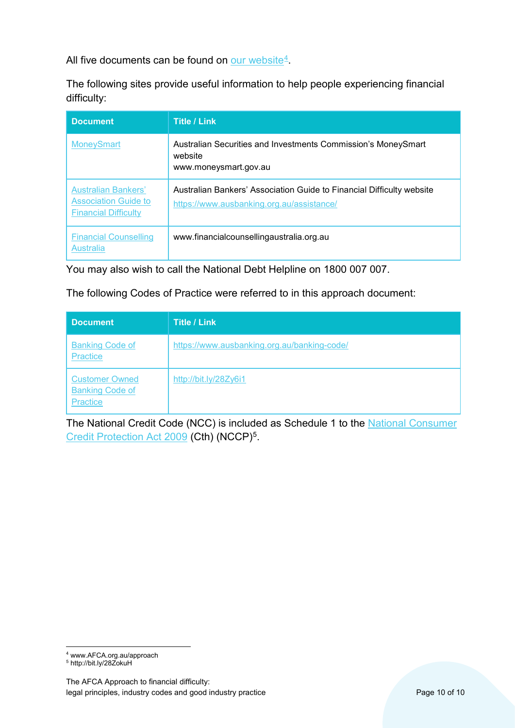All five documents can be found on our website[4].

The following sites provide useful information to help people experiencing financial difficulty:

| Document | Title / Link |
|---|---|
| MoneySmart | Australian Securities and Investments Commission's MoneySmart website<br>www.moneysmart.gov.au |
| Australian Bankers' Association Guide to Financial Difficulty | Australian Bankers' Association Guide to Financial Difficulty website<br>https://www.ausbanking.org.au/assistance/ |
| Financial Counselling Australia | www.financialcounsellingaustralia.org.au |

You may also wish to call the National Debt Helpline on 1800 007 007.

The following Codes of Practice were referred to in this approach document:

| Document | Title / Link |
|---|---|
| Banking Code of Practice | https://www.ausbanking.org.au/banking-code/ |
| Customer Owned Banking Code of Practice | http://bit.ly/28Zy6i1 |

The National Credit Code (NCC) is included as Schedule 1 to the National Consumer Credit Protection Act 2009 (Cth) (NCCP)[5].

[4] www.AFCA.org.au/approach
[5] http://bit.ly/28ZokuH